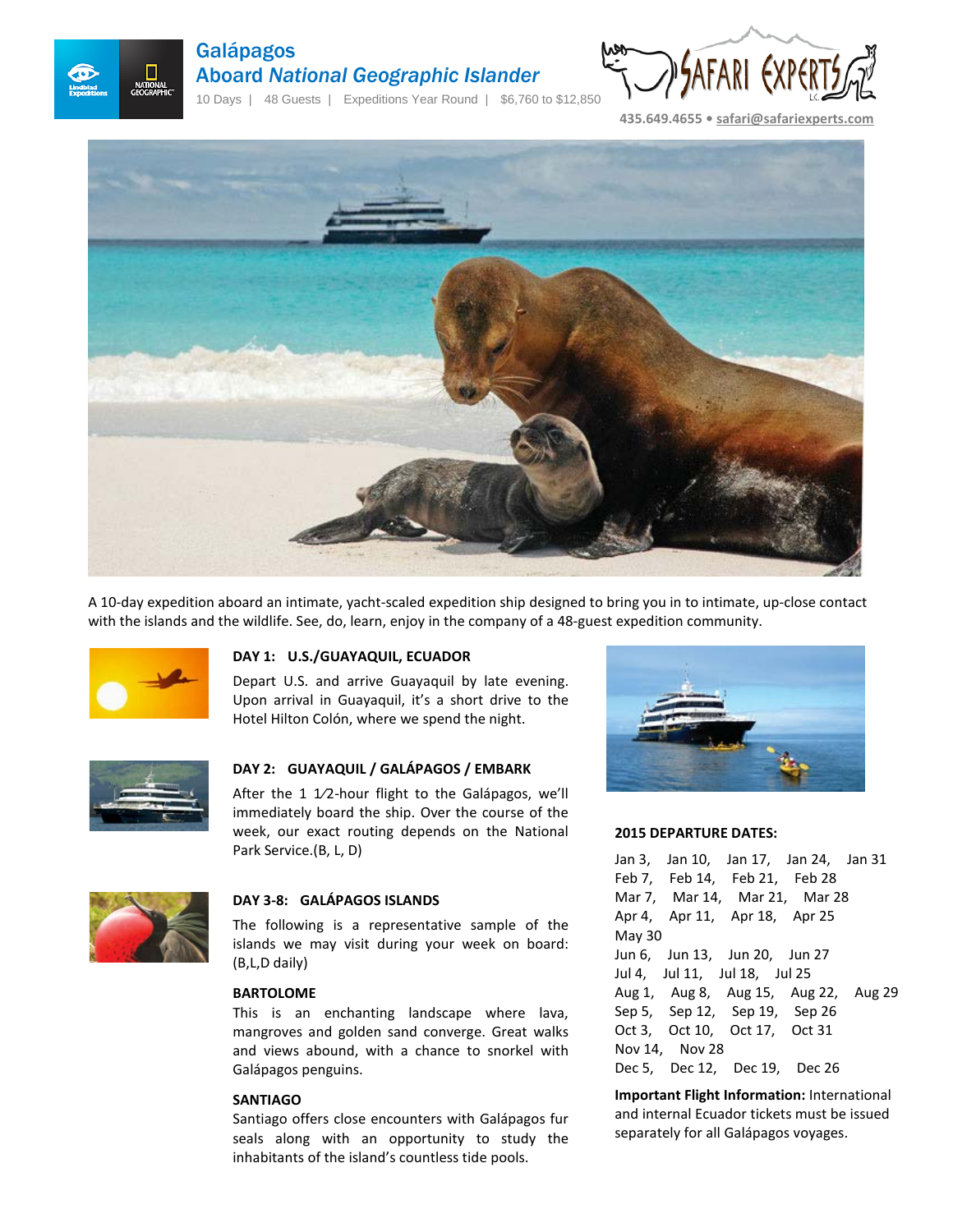# Galápagos

## Aboard *National Geographic Islander*

10 Days | 48 Guests | Expeditions Year Round | $6,760 to $12,850

435.649.4655 • safari@safariexperts.com

A 10-day expedition aboard an intimate, yacht-scaled expedition ship designed to bring you in to intimate, up-close contact with the islands and the wildlife. See, do, learn, enjoy in the company of a 48-guest expedition community.

### DAY 1: U.S./GUAYAQUIL, ECUADOR

Depart U.S. and arrive Guayaquil by late evening. Upon arrival in Guayaquil, it's a short drive to the Hotel Hilton Colón, where we spend the night.

### DAY 2: GUAYAQUIL / GALÁPAGOS / EMBARK

After the 1 1⁄2-hour flight to the Galápagos, we'll immediately board the ship. Over the course of the week, our exact routing depends on the National Park Service.(B, L, D)

### DAY 3-8: GALÁPAGOS ISLANDS

The following is a representative sample of the islands we may visit during your week on board: (B,L,D daily)

**BARTOLOME**

This is an enchanting landscape where lava, mangroves and golden sand converge. Great walks and views abound, with a chance to snorkel with Galápagos penguins.

**SANTIAGO**

Santiago offers close encounters with Galápagos fur seals along with an opportunity to study the inhabitants of the island's countless tide pools.

**2015 DEPARTURE DATES:**

Jan 3, Jan 10, Jan 17, Jan 24, Jan 31
Feb 7, Feb 14, Feb 21, Feb 28
Mar 7, Mar 14, Mar 21, Mar 28
Apr 4, Apr 11, Apr 18, Apr 25
May 30
Jun 6, Jun 13, Jun 20, Jun 27
Jul 4, Jul 11, Jul 18, Jul 25
Aug 1, Aug 8, Aug 15, Aug 22, Aug 29
Sep 5, Sep 12, Sep 19, Sep 26
Oct 3, Oct 10, Oct 17, Oct 31
Nov 14, Nov 28
Dec 5, Dec 12, Dec 19, Dec 26

**Important Flight Information:** International and internal Ecuador tickets must be issued separately for all Galápagos voyages.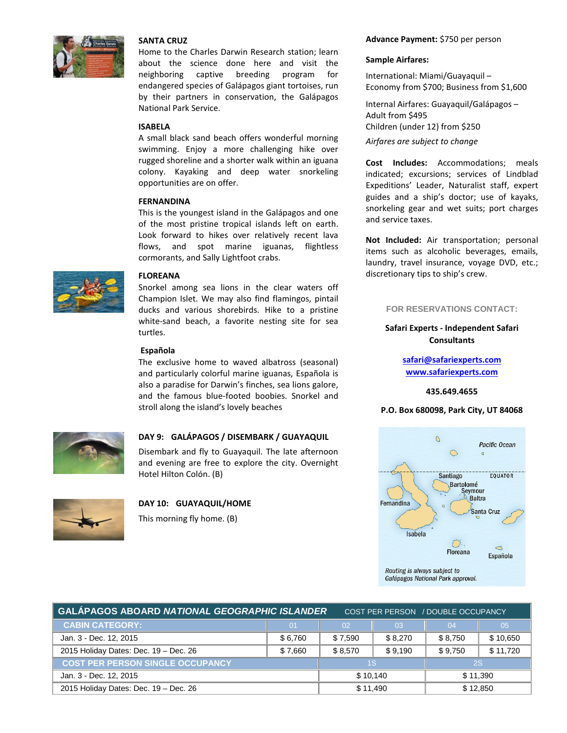### SANTA CRUZ

Home to the Charles Darwin Research station; learn about the science done here and visit the neighboring captive breeding program for endangered species of Galápagos giant tortoises, run by their partners in conservation, the Galápagos National Park Service.

### ISABELA

A small black sand beach offers wonderful morning swimming. Enjoy a more challenging hike over rugged shoreline and a shorter walk within an iguana colony. Kayaking and deep water snorkeling opportunities are on offer.

### FERNANDINA

This is the youngest island in the Galápagos and one of the most pristine tropical islands left on earth. Look forward to hikes over relatively recent lava flows, and spot marine iguanas, flightless cormorants, and Sally Lightfoot crabs.

### FLOREANA

Snorkel among sea lions in the clear waters off Champion Islet. We may also find flamingos, pintail ducks and various shorebirds. Hike to a pristine white-sand beach, a favorite nesting site for sea turtles.

### Española

The exclusive home to waved albatross (seasonal) and particularly colorful marine iguanas, Española is also a paradise for Darwin's finches, sea lions galore, and the famous blue-footed boobies. Snorkel and stroll along the island's lovely beaches

### DAY 9: GALÁPAGOS / DISEMBARK / GUAYAQUIL

Disembark and fly to Guayaquil. The late afternoon and evening are free to explore the city. Overnight Hotel Hilton Colón. (B)

### DAY 10: GUAYAQUIL/HOME

This morning fly home. (B)

**Advance Payment:** $750 per person

**Sample Airfares:**

International: Miami/Guayaquil – Economy from $700; Business from $1,600

Internal Airfares: Guayaquil/Galápagos – Adult from $495
Children (under 12) from $250

*Airfares are subject to change*

**Cost Includes:** Accommodations; meals indicated; excursions; services of Lindblad Expeditions' Leader, Naturalist staff, expert guides and a ship's doctor; use of kayaks, snorkeling gear and wet suits; port charges and service taxes.

**Not Included:** Air transportation; personal items such as alcoholic beverages, emails, laundry, travel insurance, voyage DVD, etc.; discretionary tips to ship's crew.

FOR RESERVATIONS CONTACT:

**Safari Experts - Independent Safari Consultants**

safari@safariexperts.com
www.safariexperts.com

**435.649.4655**

**P.O. Box 680098, Park City, UT 84068**

Pacific Ocean; EQUATOR; Santiago; Bartolomé; Seymour; Baltra; Fernandina; Santa Cruz; Isabela; Floreana; Española

*Routing is always subject to Galápagos National Park approval.*

| **GALÁPAGOS ABOARD *NATIONAL GEOGRAPHIC ISLANDER*** COST PER PERSON / DOUBLE OCCUPANCY | | | | | |
|---|---|---|---|---|---|
| **CABIN CATEGORY:** | 01 | 02 | 03 | 04 | 05 |
| Jan. 3 - Dec. 12, 2015 | $ 6,760 | $ 7,590 | $ 8,270 | $ 8,750 | $ 10,650 |
| 2015 Holiday Dates: Dec. 19 – Dec. 26 | $ 7,660 | $ 8,570 | $ 9,190 | $ 9,750 | $ 11,720 |
| **COST PER PERSON SINGLE OCCUPANCY** | 1S | | 2S | | |
| Jan. 3 - Dec. 12, 2015 | $ 10,140 | | $ 11,390 | | |
| 2015 Holiday Dates: Dec. 19 – Dec. 26 | $ 11,490 | | $ 12,850 | | |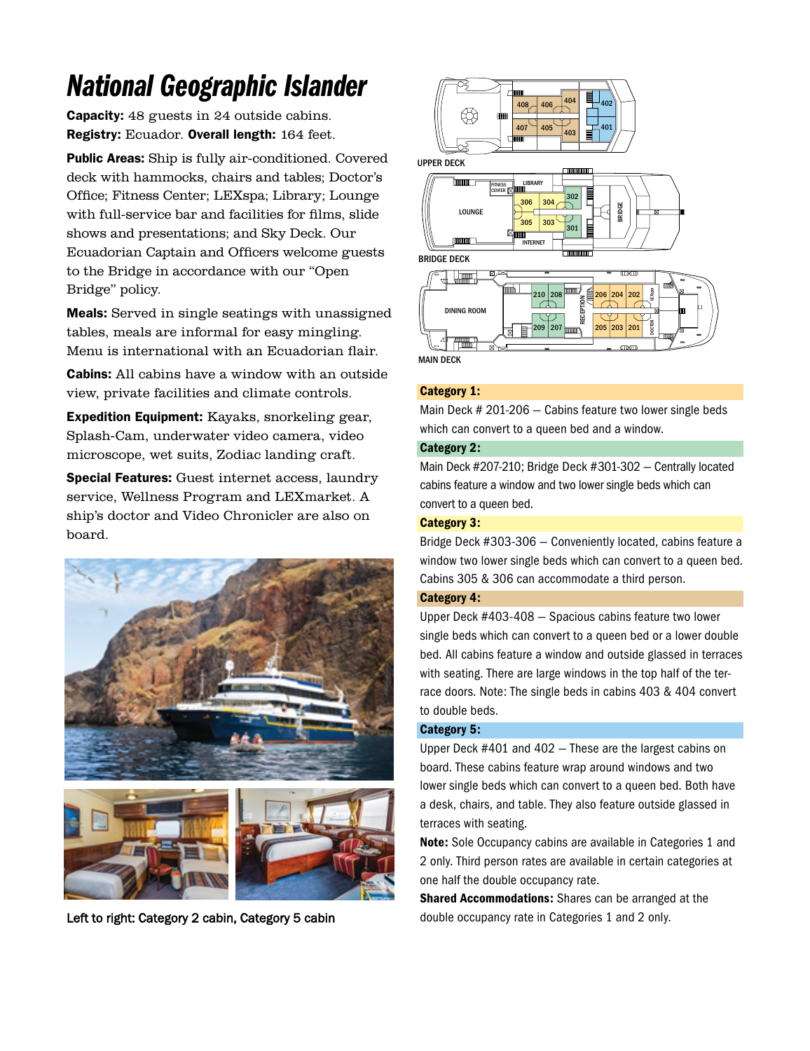# National Geographic Islander

**Capacity:** 48 guests in 24 outside cabins.
**Registry:** Ecuador. **Overall length:** 164 feet.

**Public Areas:** Ship is fully air-conditioned. Covered deck with hammocks, chairs and tables; Doctor's Office; Fitness Center; LEXspa; Library; Lounge with full-service bar and facilities for films, slide shows and presentations; and Sky Deck. Our Ecuadorian Captain and Officers welcome guests to the Bridge in accordance with our "Open Bridge" policy.

**Meals:** Served in single seatings with unassigned tables, meals are informal for easy mingling. Menu is international with an Ecuadorian flair.

**Cabins:** All cabins have a window with an outside view, private facilities and climate controls.

**Expedition Equipment:** Kayaks, snorkeling gear, Splash-Cam, underwater video camera, video microscope, wet suits, Zodiac landing craft.

**Special Features:** Guest internet access, laundry service, Wellness Program and LEXmarket. A ship's doctor and Video Chronicler are also on board.

Left to right: Category 2 cabin, Category 5 cabin

UPPER DECK

BRIDGE DECK

MAIN DECK

**Category 1:**

Main Deck # 201-206 – Cabins feature two lower single beds which can convert to a queen bed and a window.

**Category 2:**

Main Deck #207-210; Bridge Deck #301-302 – Centrally located cabins feature a window and two lower single beds which can convert to a queen bed.

**Category 3:**

Bridge Deck #303-306 – Conveniently located, cabins feature a window two lower single beds which can convert to a queen bed. Cabins 305 & 306 can accommodate a third person.

**Category 4:**

Upper Deck #403-408 – Spacious cabins feature two lower single beds which can convert to a queen bed or a lower double bed. All cabins feature a window and outside glassed in terraces with seating. There are large windows in the top half of the terrace doors. Note: The single beds in cabins 403 & 404 convert to double beds.

**Category 5:**

Upper Deck #401 and 402 – These are the largest cabins on board. These cabins feature wrap around windows and two lower single beds which can convert to a queen bed. Both have a desk, chairs, and table. They also feature outside glassed in terraces with seating.

**Note:** Sole Occupancy cabins are available in Categories 1 and 2 only. Third person rates are available in certain categories at one half the double occupancy rate.

**Shared Accommodations:** Shares can be arranged at the double occupancy rate in Categories 1 and 2 only.